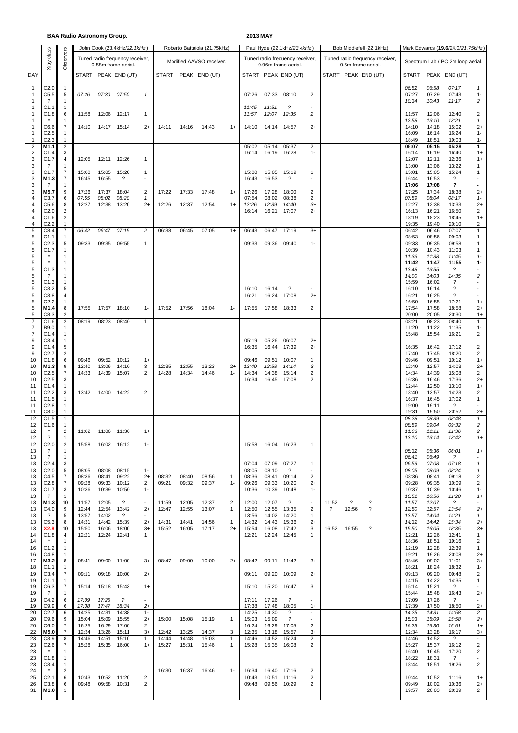**BAA Radio Astronomy Group.**

**2013 MAY**

| DAY | Xray class | Observers | John Cook (23.4kHz/*22.1kHz*) Tuned radio frequency receiver, 0.58m frame aerial. START | PEAK | END (UT) | | Roberto Battaiola (21.75kHz) Modified AAVSO receiver. START | PEAK | END (UT) | | Paul Hyde (22.1kHz/*23.4kHz*) Tuned radio frequency receiver, 0.96m frame aerial. START | PEAK | END (UT) | | Bob Middlefell (22.1kHz) Tuned radio frequency receiver, 0.5m frame aerial. START | PEAK | END (UT) | | Mark Edwards (**19.6**/24.0/*21.75kHz*) Spectrum Lab / PC 2m loop aerial. START | PEAK | END (UT) | |
|---|---|---|---|---|---|---|---|---|---|---|---|---|---|---|---|---|---|---|---|---|---|---|
| 1 | C2.0 | 1 | | | | | | | | | | | | | | | | | *06:52* | *06:58* | *07:17* | *1* |
| 1 | C5.5 | 5 | *07:26* | *07:30* | *07:50* | *1* | | | | | 07:26 | 07:33 | 08:10 | 2 | | | | | 07:27 | 07:29 | 07:43 | 1- |
| 1 | ? | 1 | | | | | | | | | | | | | | | | | *10:34* | *10:43* | *11:17* | *2* |
| 1 | C1.1 | 1 | | | | | | | | | *11:45* | *11:51* | *?* | - | | | | | | | | |
| 1 | C1.8 | 6 | 11:58 | 12:06 | 12:17 | 1 | | | | | *11:57* | *12:07* | *12:35* | *2* | | | | | 11:57 | 12:06 | 12:40 | 2 |
| 1 | * | 1 | | | | | | | | | | | | | | | | | *12:58* | *13:10* | *13:21* | *1* |
| 1 | C6.6 | 7 | 14:10 | 14:17 | 15:14 | 2+ | 14:11 | 14:16 | 14:43 | 1+ | 14:10 | 14:14 | 14:57 | 2+ | | | | | 14:10 | 14:18 | 15:02 | 2+ |
| 1 | C2.5 | 1 | | | | | | | | | | | | | | | | | 16:09 | 16:14 | 16:24 | 1- |
| 1 | C2.3 | 1 | | | | | | | | | | | | | | | | | 18:49 | 18:51 | 19:03 | 1- |
| 2 | **M1.1** | 2 | | | | | | | | | 05:02 | 05:14 | 05:37 | 2 | | | | | **05:07** | **05:15** | **05:28** | **1** |
| 2 | C1.4 | 3 | | | | | | | | | 16:14 | 16:19 | 16:28 | 1- | | | | | 16:14 | 16:19 | 16:40 | 1+ |
| 3 | C1.7 | 4 | 12:05 | 12:11 | 12:26 | 1 | | | | | | | | | | | | | 12:07 | 12:11 | 12:36 | 1+ |
| 3 | ? | 1 | | | | | | | | | | | | | | | | | 13:00 | 13:06 | 13:22 | 1 |
| 3 | C1.7 | 7 | 15:00 | 15:05 | 15:20 | 1 | | | | | 15:00 | 15:05 | 15:19 | 1 | | | | | 15:01 | 15:05 | 15:24 | 1 |
| 3 | **M1.3** | 7 | 16:45 | 16:55 | ? | - | | | | | 16:43 | 16:53 | ? | - | | | | | 16:44 | 16:53 | ? | - |
| 3 | ? | 1 | | | | | | | | | | | | | | | | | **17:06** | **17:08** | **?** | **-** |
| 3 | **M5.7** | 9 | 17:26 | 17:37 | 18:04 | 2 | 17:22 | 17:33 | 17:48 | 1+ | 17:26 | 17:28 | 18:00 | 2 | | | | | 17:25 | 17:34 | 18:38 | 2+ |
| 4 | C3.7 | 6 | *07:55* | *08:02* | *08:20* | *1* | | | | | 07:54 | 08:02 | 08:38 | 2 | | | | | *07:59* | *08:04* | *08:17* | *1-* |
| 4 | C5.6 | 8 | 12:27 | 12:38 | 13:20 | 2+ | 12:26 | 12:37 | 12:54 | 1+ | *12:26* | *12:39* | *14:40* | *3+* | | | | | 12:27 | 12:38 | 13:33 | 2+ |
| 4 | C2.0 | 2 | | | | | | | | | 16:14 | 16:21 | 17:07 | 2+ | | | | | 16:13 | 16:21 | 16:50 | 2 |
| 4 | C1.6 | 2 | | | | | | | | | | | | | | | | | 18:19 | 18:23 | 18:45 | 1+ |
| 4 | C2.2 | 1 | | | | | | | | | | | | | | | | | 19:35 | 19:40 | 20:10 | 2 |
| 5 | C8.4 | 7 | *06:42* | *06:47* | *07:15* | *2* | 06:38 | 06:45 | 07:05 | 1+ | 06:43 | 06:47 | 17:19 | 3+ | | | | | 06:42 | 06:46 | 07:07 | 1 |
| 5 | C1.1 | 1 | | | | | | | | | | | | | | | | | 08:53 | 08:56 | 09:03 | 1- |
| 5 | C2.3 | 5 | 09:33 | 09:35 | 09:55 | 1 | | | | | 09:33 | 09:36 | 09:40 | 1- | | | | | 09:33 | 09:35 | 09:58 | 1 |
| 5 | C1.7 | 1 | | | | | | | | | | | | | | | | | 10:39 | 10:43 | 11:03 | 1 |
| 5 | * | 1 | | | | | | | | | | | | | | | | | *11:33* | *11:38* | *11:45* | *1-* |
| 5 | * | 1 | | | | | | | | | | | | | | | | | **11:42** | **11:47** | **11:55** | **1-** |
| 5 | C1.3 | 1 | | | | | | | | | | | | | | | | | *13:48* | *13:55* | *?* | *-* |
| 5 | ? | 1 | | | | | | | | | | | | | | | | | *14:00* | *14:03* | *14:35* | *2* |
| 5 | C1.3 | 1 | | | | | | | | | | | | | | | | | 15:59 | 16:02 | ? | - |
| 5 | C3.2 | 5 | | | | | | | | | 16:10 | 16:14 | ? | - | | | | | 16:10 | 16:14 | ? | - |
| 5 | C3.8 | 4 | | | | | | | | | 16:21 | 16:24 | 17:08 | 2+ | | | | | 16:21 | 16:25 | ? | - |
| 5 | C2.2 | 1 | | | | | | | | | | | | | | | | | 16:50 | 16:55 | 17:21 | 1+ |
| 5 | **M1.4** | 8 | 17:55 | 17:57 | 18:10 | 1- | 17:52 | 17:56 | 18:04 | 1- | 17:55 | 17:58 | 18:33 | 2 | | | | | 17:54 | 17:58 | 18:58 | 2+ |
| 5 | C8.3 | 2 | | | | | | | | | | | | | | | | | 20:00 | 20:05 | 20:30 | 1+ |
| 7 | C1.6 | 2 | 08:19 | 08:23 | 08:40 | 1 | | | | | | | | | | | | | 08:21 | 08:23 | 08:40 | 1- |
| 7 | B9.0 | 1 | | | | | | | | | | | | | | | | | 11:20 | 11:22 | 11:35 | 1- |
| 7 | C1.4 | 1 | | | | | | | | | | | | | | | | | 15:48 | 15:54 | 16:21 | 2 |
| 9 | C3.4 | 1 | | | | | | | | | 05:19 | 05:26 | 06:07 | 2+ | | | | | | | | |
| 9 | C1.4 | 5 | | | | | | | | | 16:35 | 16:44 | 17:39 | 2+ | | | | | 16:35 | 16:42 | 17:12 | 2 |
| 9 | C2.7 | 2 | | | | | | | | | | | | | | | | | 17:40 | 17:45 | 18:20 | 2 |
| 10 | C1.8 | 6 | 09:46 | 09:52 | 10:12 | 1+ | | | | | 09:46 | 09:51 | 10:07 | 1 | | | | | 09:46 | 09:51 | 10:12 | 1+ |
| 10 | **M1.3** | 9 | 12:40 | 13:06 | 14:10 | 3 | 12:35 | 12:55 | 13:23 | 2+ | *12:40* | *12:58* | *14:14* | *3* | | | | | 12:40 | 12:57 | 14:03 | 2+ |
| 10 | C2.5 | 7 | 14:33 | 14:39 | 15:07 | 2 | 14:28 | 14:34 | 14:46 | 1- | 14:34 | 14:38 | 15:14 | 2 | | | | | 14:34 | 14:39 | 15:08 | 2 |
| 10 | C2.5 | 3 | | | | | | | | | 16:34 | 16:45 | 17:08 | 2 | | | | | 16:36 | 16:46 | 17:36 | 2+ |
| 11 | C1.4 | 1 | | | | | | | | | | | | | | | | | 12:44 | 12:50 | 13:10 | 1+ |
| 11 | C2.2 | 3 | 13:42 | 14:00 | 14:22 | 2 | | | | | | | | | | | | | 13:40 | 13:57 | 14:23 | 2 |
| 11 | C1.5 | 1 | | | | | | | | | | | | | | | | | 16:37 | 16:45 | 17:02 | 1 |
| 11 | C2.8 | 1 | | | | | | | | | | | | | | | | | 19:00 | 19:11 | ? | - |
| 11 | C8.0 | 1 | | | | | | | | | | | | | | | | | 19:31 | 19:50 | 20:52 | 2+ |
| 12 | C1.5 | 1 | | | | | | | | | | | | | | | | | *08:28* | *08:39* | *08:48* | *1* |
| 12 | C1.6 | 1 | | | | | | | | | | | | | | | | | *08:59* | *09:04* | *09:32* | *2* |
| 12 | * | 2 | 11:02 | 11:06 | 11:30 | 1+ | | | | | | | | | | | | | *11:03* | *11:11* | *11:36* | *2* |
| 12 | ? | 1 | | | | | | | | | | | | | | | | | *13:10* | *13:14* | *13:42* | *1+* |
| 12 | C2.0 | 2 | 15:58 | 16:02 | 16:12 | 1- | | | | | 15:58 | 16:04 | 16:23 | 1 | | | | | | | | |
| 13 | ? | 1 | | | | | | | | | | | | | | | | | *05:32* | *05:36* | *06:01* | *1+* |
| 13 | ? | 1 | | | | | | | | | | | | | | | | | *06:41* | *06:49* | *?* | *-* |
| 13 | C2.4 | 3 | | | | | | | | | 07:04 | 07:09 | 07:27 | 1 | | | | | *06:59* | *07:08* | *07:18* | *1* |
| 13 | C2.0 | 5 | 08:05 | 08:08 | 08:15 | 1- | | | | | 08:05 | 08:10 | ? | - | | | | | *08:05* | *08:09* | *08:24* | *1* |
| 13 | C4.5 | 7 | 08:36 | 08:41 | 09:22 | 2+ | 08:32 | 08:40 | 08:56 | 1 | 08:36 | 08:41 | 09:14 | 2 | | | | | 08:36 | 08:41 | 09:18 | 2 |
| 13 | C2.5 | 7 | 09:28 | 09:33 | 10:12 | 2 | 09:21 | 09:32 | 09:37 | 1- | 09:26 | 09:33 | 10:20 | 2+ | | | | | 09:28 | 09:35 | 10:09 | 2 |
| 13 | C1.7 | 3 | 10:36 | 10:39 | 10:50 | 1- | | | | | 10:36 | 10:39 | 10:48 | 1- | | | | | 10:37 | 10:39 | 10:46 | 1- |
| 13 | ? | 1 | | | | | | | | | | | | | | | | | *10:51* | *10:56* | *11:20* | *1+* |
| 13 | **M1.3** | 10 | 11:57 | 12:05 | ? | - | 11:59 | 12:05 | 12:37 | 2 | 12:00 | 12:07 | ? | - | 11:52 | ? | ? | | *11:57* | *12:07* | *?* | *-* |
| 13 | C4.0 | 9 | 12:44 | 12:54 | 13:42 | 2+ | 12:47 | 12:55 | 13:07 | 1 | 12:50 | 12:55 | 13:35 | 2 | ? | 12:56 | ? | | *12:50* | *12:57* | *13:54* | *2+* |
| 13 | ? | 5 | 13:57 | 14:02 | ? | - | | | | | 13:56 | 14:02 | 14:20 | 1 | | | | | *13:57* | *14:04* | *14:21* | *1* |
| 13 | C5.3 | 8 | 14:31 | 14:42 | 15:39 | 2+ | 14:31 | 14:41 | 14:56 | 1 | 14:32 | 14:43 | 15:36 | 2+ | | | | | *14:32* | *14:42* | *15:34* | *2+* |
| 13 | **X2.8** | 10 | 15:50 | 16:06 | 18:00 | 3+ | 15:52 | 16:05 | 17:17 | 2+ | 15:54 | 16:08 | 17:42 | 3 | 16:52 | 16:55 | ? | | *15:50* | *16:05* | *18:35* | *3+* |
| 14 | C1.8 | 4 | 12:21 | 12:24 | 12:41 | 1 | | | | | 12:21 | 12:24 | 12:45 | 1 | | | | | 12:21 | 12:26 | 12:41 | 1 |
| 14 | * | 1 | | | | | | | | | | | | | | | | | 18:36 | 18:51 | 19:16 | 2 |
| 16 | C1.2 | 1 | | | | | | | | | | | | | | | | | 12:19 | 12:28 | 12:39 | 1 |
| 16 | C4.8 | 1 | | | | | | | | | | | | | | | | | 19:21 | 19:26 | 20:08 | 2+ |
| 17 | **M3.2** | 8 | 08:41 | 09:00 | 11:00 | 3+ | 08:47 | 09:00 | 10:00 | 2+ | 08:42 | 09:11 | 11:42 | 3+ | | | | | 08:46 | 09:02 | 11:01 | 3+ |
| 18 | C1.1 | 1 | | | | | | | | | | | | | | | | | 18:21 | 18:24 | 18:32 | 1- |
| 19 | C3.4 | 7 | 09:11 | 09:18 | 10:00 | 2+ | | | | | 09:11 | 09:20 | 10:09 | 2+ | | | | | 09:13 | 09:20 | 09:48 | 2 |
| 19 | C1.1 | 1 | | | | | | | | | | | | | | | | | 14:15 | 14:22 | 14:35 | 1 |
| 19 | C6.3 | 7 | 15:14 | 15:18 | 15:43 | 1+ | | | | | 15:10 | 15:20 | 16:47 | 3 | | | | | 15:14 | 15:21 | ? | - |
| 19 | ? | 1 | | | | | | | | | | | | | | | | | 15:44 | 15:48 | 16:43 | 2+ |
| 19 | C4.2 | 6 | *17:09* | *17:25* | *?* | - | | | | | 17:11 | 17:26 | ? | - | | | | | 17:09 | 17:26 | ? | - |
| 19 | C9.9 | 6 | *17:38* | *17:47* | *18:34* | *2+* | | | | | 17:38 | 17:48 | 18:05 | 1+ | | | | | 17:39 | 17:50 | 18:50 | 2+ |
| 20 | C2.7 | 6 | 14:25 | 14:31 | 14:38 | 1- | | | | | 14:25 | 14:30 | ? | - | | | | | *14:25* | *14:31* | *14:58* | *2* |
| 20 | C9.6 | 9 | 15:04 | 15:09 | 15:55 | 2+ | 15:00 | 15:08 | 15:19 | 1 | 15:03 | 15:09 | ? | - | | | | | *15:03* | *15:09* | *15:58* | *2+* |
| 20 | C6.0 | 7 | 16:25 | 16:29 | 17:00 | 2 | | | | | 16:24 | 16:29 | 17:05 | 2 | | | | | *16:25* | *16:30* | *16:51* | *1+* |
| 22 | **M5.0** | 7 | 12:34 | 13:26 | 15:11 | 3+ | 12:42 | 13:25 | 14:37 | 3 | 12:35 | 13:18 | 15:57 | 3+ | | | | | 12:34 | 13:28 | 16:17 | 3+ |
| 23 | C3.9 | 8 | 14:46 | 14:51 | 15:10 | 1 | 14:44 | 14:48 | 15:03 | 1 | 14:46 | 14:52 | 15:24 | 2 | | | | | 14:46 | 14:52 | ? | - |
| 23 | C2.6 | 7 | 15:28 | 15:35 | 16:00 | 1+ | 15:27 | 15:31 | 15:46 | 1 | 15:28 | 15:35 | 16:08 | 2 | | | | | 15:27 | 15:37 | 16:12 | 2 |
| 23 | * | 1 | | | | | | | | | | | | | | | | | 16:40 | 16:45 | 17:20 | 2 |
| 23 | C1.8 | 1 | | | | | | | | | | | | | | | | | 18:22 | 18:31 | ? | - |
| 23 | C3.4 | 1 | | | | | | | | | | | | | | | | | 18:44 | 18:51 | 19:26 | 2 |
| 24 | * | 2 | | | | | 16:30 | 16:37 | 16:46 | 1- | 16:34 | 16:40 | 17:16 | 2 | | | | | | | | |
| 25 | C2.1 | 6 | 10:43 | 10:52 | 11:20 | 2 | | | | | 10:43 | 10:51 | 11:16 | 2 | | | | | 10:44 | 10:52 | 11:16 | 1+ |
| 26 | C3.8 | 6 | 09:48 | 09:58 | 10:31 | 2 | | | | | 09:48 | 09:56 | 10:29 | 2 | | | | | 09:49 | 10:02 | 10:36 | 2+ |
| 31 | **M1.0** | 1 | | | | | | | | | | | | | | | | | 19:57 | 20:03 | 20:39 | 2 |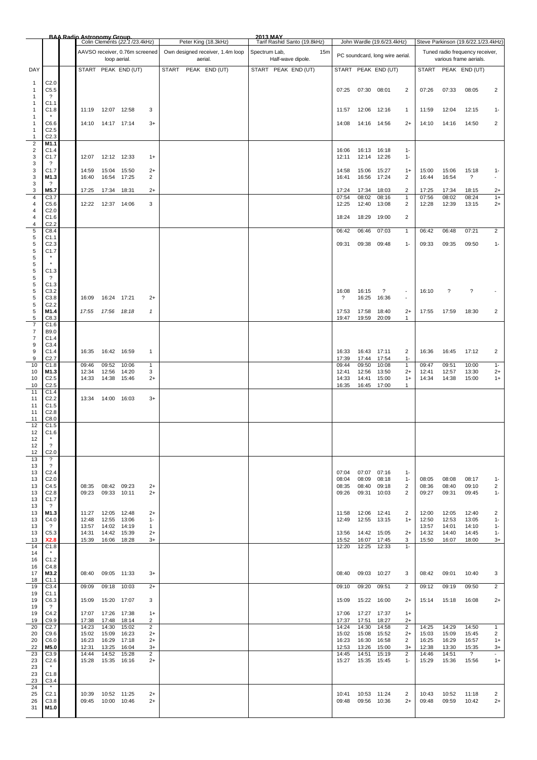**BAA Radio Astronomy Group.** **2013 MAY**

| DAY | Class | Colin Clements (22.1/23.4kHz) AAVSO receiver, 0.76m screened loop aerial. START | PEAK | END (UT) | | Peter King (18.3kHz) Own designed receiver, 1.4m loop aerial. START PEAK END (UT) | Tarif Rashid Santo (19.8kHz) Spectrum Lab, 15m Half-wave dipole. START PEAK END (UT) | John Wardle (19.6/23.4kHz) PC soundcard, long wire aerial. START | PEAK | END (UT) | | Steve Parkinson (19.6/22.1/23.4kHz) Tuned radio frequency receiver, various frame aerials. START | PEAK | END (UT) | |
|---|---|---|---|---|---|---|---|---|---|---|---|---|---|---|---|
| 1 | C2.0 | | | | | | | | | | | | | | |
| 1 | C5.5 | | | | | | | 07:25 | 07:30 | 08:01 | 2 | 07:26 | 07:33 | 08:05 | 2 |
| 1 | ? | | | | | | | | | | | | | | |
| 1 | C1.1 | | | | | | | | | | | | | | |
| 1 | C1.8 | 11:19 | 12:07 | 12:58 | 3 | | | 11:57 | 12:06 | 12:16 | 1 | 11:59 | 12:04 | 12:15 | 1- |
| 1 | * | | | | | | | | | | | | | | |
| 1 | C6.6 | 14:10 | 14:17 | 17:14 | 3+ | | | 14:08 | 14:16 | 14:56 | 2+ | 14:10 | 14:16 | 14:50 | 2 |
| 1 | C2.5 | | | | | | | | | | | | | | |
| 1 | C2.3 | | | | | | | | | | | | | | |
| 2 | **M1.1** | | | | | | | | | | | | | | |
| 2 | C1.4 | | | | | | | 16:06 | 16:13 | 16:18 | 1- | | | | |
| 3 | C1.7 | 12:07 | 12:12 | 12:33 | 1+ | | | 12:11 | 12:14 | 12:26 | 1- | | | | |
| 3 | ? | | | | | | | | | | | | | | |
| 3 | C1.7 | 14:59 | 15:04 | 15:50 | 2+ | | | 14:58 | 15:06 | 15:27 | 1+ | 15:00 | 15:06 | 15:18 | 1- |
| 3 | **M1.3** | 16:40 | 16:54 | 17:25 | 2 | | | 16:41 | 16:56 | 17:24 | 2 | 16:44 | 16:54 | ? | - |
| 3 | ? | | | | | | | | | | | | | | |
| 3 | **M5.7** | 17:25 | 17:34 | 18:31 | 2+ | | | 17:24 | 17:34 | 18:03 | 2 | 17:25 | 17:34 | 18:15 | 2+ |
| 4 | C3.7 | | | | | | | 07:54 | 08:02 | 08:16 | 1 | 07:56 | 08:02 | 08:24 | 1+ |
| 4 | C5.6 | 12:22 | 12:37 | 14:06 | 3 | | | 12:25 | 12:40 | 13:08 | 2 | 12:28 | 12:39 | 13:15 | 2+ |
| 4 | C2.0 | | | | | | | | | | | | | | |
| 4 | C1.6 | | | | | | | 18:24 | 18:29 | 19:00 | 2 | | | | |
| 4 | C2.2 | | | | | | | | | | | | | | |
| 5 | C8.4 | | | | | | | 06:42 | 06:46 | 07:03 | 1 | 06:42 | 06:48 | 07:21 | 2 |
| 5 | C1.1 | | | | | | | | | | | | | | |
| 5 | C2.3 | | | | | | | 09:31 | 09:38 | 09:48 | 1- | 09:33 | 09:35 | 09:50 | 1- |
| 5 | C1.7 | | | | | | | | | | | | | | |
| 5 | * | | | | | | | | | | | | | | |
| 5 | * | | | | | | | | | | | | | | |
| 5 | C1.3 | | | | | | | | | | | | | | |
| 5 | ? | | | | | | | | | | | | | | |
| 5 | C1.3 | | | | | | | | | | | | | | |
| 5 | C3.2 | | | | | | | 16:08 | 16:15 | ? | - | 16:10 | ? | ? | - |
| 5 | C3.8 | 16:09 | 16:24 | 17:21 | 2+ | | | ? | 16:25 | 16:36 | - | | | | |
| 5 | C2.2 | | | | | | | | | | | | | | |
| 5 | **M1.4** | *17:55* | *17:56* | *18:18* | *1* | | | 17:53 | 17:58 | 18:40 | 2+ | 17:55 | 17:59 | 18:30 | 2 |
| 5 | C8.3 | | | | | | | 19:47 | 19:59 | 20:09 | 1 | | | | |
| 7 | C1.6 | | | | | | | | | | | | | | |
| 7 | B9.0 | | | | | | | | | | | | | | |
| 7 | C1.4 | | | | | | | | | | | | | | |
| 9 | C3.4 | | | | | | | | | | | | | | |
| 9 | C1.4 | 16:35 | 16:42 | 16:59 | 1 | | | 16:33 | 16:43 | 17:11 | 2 | 16:36 | 16:45 | 17:12 | 2 |
| 9 | C2.7 | | | | | | | 17:39 | 17:44 | 17:54 | 1- | | | | |
| 10 | C1.8 | 09:46 | 09:52 | 10:06 | 1 | | | 09:44 | 09:50 | 10:08 | 1 | 09:47 | 09:51 | 10:00 | 1- |
| 10 | **M1.3** | 12:34 | 12:56 | 14:20 | 3 | | | 12:41 | 12:56 | 13:50 | 2+ | 12:41 | 12:57 | 13:30 | 2+ |
| 10 | C2.5 | 14:33 | 14:38 | 15:46 | 2+ | | | 14:33 | 14:41 | 15:00 | 1+ | 14:34 | 14:38 | 15:00 | 1+ |
| 10 | C2.5 | | | | | | | 16:35 | 16:45 | 17:00 | 1 | | | | |
| 11 | C1.4 | | | | | | | | | | | | | | |
| 11 | C2.2 | 13:34 | 14:00 | 16:03 | 3+ | | | | | | | | | | |
| 11 | C1.5 | | | | | | | | | | | | | | |
| 11 | C2.8 | | | | | | | | | | | | | | |
| 11 | C8.0 | | | | | | | | | | | | | | |
| 12 | C1.5 | | | | | | | | | | | | | | |
| 12 | C1.6 | | | | | | | | | | | | | | |
| 12 | * | | | | | | | | | | | | | | |
| 12 | ? | | | | | | | | | | | | | | |
| 12 | C2.0 | | | | | | | | | | | | | | |
| 13 | ? | | | | | | | | | | | | | | |
| 13 | ? | | | | | | | | | | | | | | |
| 13 | C2.4 | | | | | | | 07:04 | 07:07 | 07:16 | 1- | | | | |
| 13 | C2.0 | | | | | | | 08:04 | 08:09 | 08:18 | 1- | 08:05 | 08:08 | 08:17 | 1- |
| 13 | C4.5 | 08:35 | 08:42 | 09:23 | 2+ | | | 08:35 | 08:40 | 09:18 | 2 | 08:36 | 08:40 | 09:10 | 2 |
| 13 | C2.8 | 09:23 | 09:33 | 10:11 | 2+ | | | 09:26 | 09:31 | 10:03 | 2 | 09:27 | 09:31 | 09:45 | 1- |
| 13 | C1.7 | | | | | | | | | | | | | | |
| 13 | ? | | | | | | | | | | | | | | |
| 13 | **M1.3** | 11:27 | 12:05 | 12:48 | 2+ | | | 11:58 | 12:06 | 12:41 | 2 | 12:00 | 12:05 | 12:40 | 2 |
| 13 | C4.0 | 12:48 | 12:55 | 13:06 | 1- | | | 12:49 | 12:55 | 13:15 | 1+ | 12:50 | 12:53 | 13:05 | 1- |
| 13 | ? | 13:57 | 14:02 | 14:19 | 1 | | | | | | | 13:57 | 14:01 | 14:10 | 1- |
| 13 | C5.3 | 14:31 | 14:42 | 15:39 | 2+ | | | 13:56 | 14:42 | 15:05 | 2+ | 14:32 | 14:40 | 14:45 | 1- |
| 13 | **X2.8** | 15:39 | 16:06 | 18:28 | 3+ | | | 15:52 | 16:07 | 17:45 | 3 | 15:50 | 16:07 | 18:00 | 3+ |
| 14 | C1.8 | | | | | | | 12:20 | 12:25 | 12:33 | 1- | | | | |
| 14 | * | | | | | | | | | | | | | | |
| 16 | C1.2 | | | | | | | | | | | | | | |
| 16 | C4.8 | | | | | | | | | | | | | | |
| 17 | **M3.2** | 08:40 | 09:05 | 11:33 | 3+ | | | 08:40 | 09:03 | 10:27 | 3 | 08:42 | 09:01 | 10:40 | 3 |
| 18 | C1.1 | | | | | | | | | | | | | | |
| 19 | C3.4 | 09:09 | 09:18 | 10:03 | 2+ | | | 09:10 | 09:20 | 09:51 | 2 | 09:12 | 09:19 | 09:50 | 2 |
| 19 | C1.1 | | | | | | | | | | | | | | |
| 19 | C6.3 | 15:09 | 15:20 | 17:07 | 3 | | | 15:09 | 15:22 | 16:00 | 2+ | 15:14 | 15:18 | 16:08 | 2+ |
| 19 | ? | | | | | | | | | | | | | | |
| 19 | C4.2 | 17:07 | 17:26 | 17:38 | 1+ | | | 17:06 | 17:27 | 17:37 | 1+ | | | | |
| 19 | C9.9 | 17:38 | 17:48 | 18:14 | 2 | | | 17:37 | 17:51 | 18:27 | 2+ | | | | |
| 20 | C2.7 | 14:23 | 14:30 | 15:02 | 2 | | | 14:24 | 14:30 | 14:58 | 2 | 14:25 | 14:29 | 14:50 | 1 |
| 20 | C9.6 | 15:02 | 15:09 | 16:23 | 2+ | | | 15:02 | 15:08 | 15:52 | 2+ | 15:03 | 15:09 | 15:45 | 2 |
| 20 | C6.0 | 16:23 | 16:29 | 17:18 | 2+ | | | 16:23 | 16:30 | 16:58 | 2 | 16:25 | 16:29 | 16:57 | 1+ |
| 22 | **M5.0** | 12:31 | 13:25 | 16:04 | 3+ | | | 12:53 | 13:26 | 15:00 | 3+ | 12:38 | 13:30 | 15:35 | 3+ |
| 23 | C3.9 | 14:44 | 14:52 | 15:28 | 2 | | | 14:45 | 14:51 | 15:19 | 2 | 14:46 | 14:51 | ? | - |
| 23 | C2.6 | 15:28 | 15:35 | 16:16 | 2+ | | | 15:27 | 15:35 | 15:45 | 1- | 15:29 | 15:36 | 15:56 | 1+ |
| 23 | * | | | | | | | | | | | | | | |
| 23 | C1.8 | | | | | | | | | | | | | | |
| 23 | C3.4 | | | | | | | | | | | | | | |
| 24 | * | | | | | | | | | | | | | | |
| 25 | C2.1 | 10:39 | 10:52 | 11:25 | 2+ | | | 10:41 | 10:53 | 11:24 | 2 | 10:43 | 10:52 | 11:18 | 2 |
| 26 | C3.8 | 09:45 | 10:00 | 10:46 | 2+ | | | 09:48 | 09:56 | 10:36 | 2+ | 09:48 | 09:59 | 10:42 | 2+ |
| 31 | **M1.0** | | | | | | | | | | | | | | |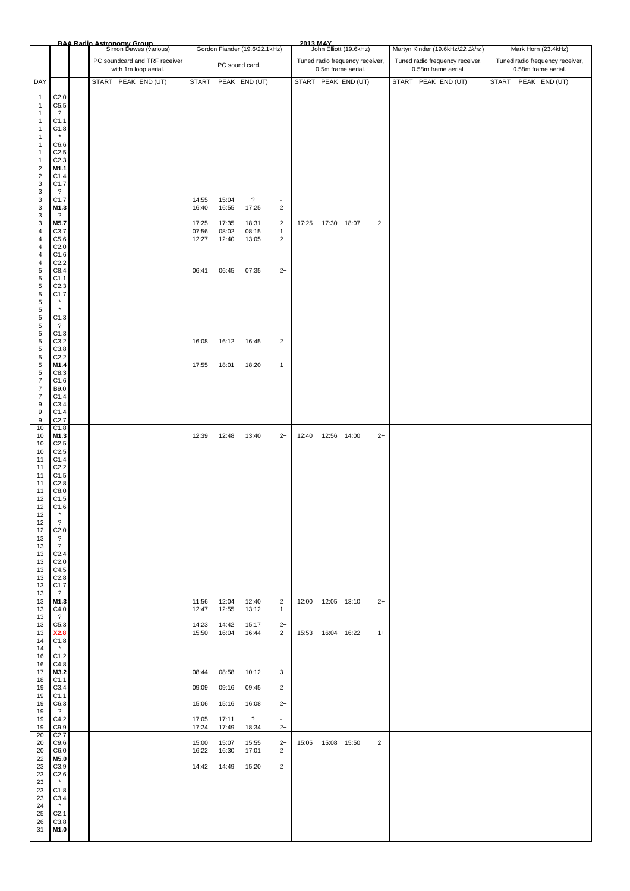**BAA Radio Astronomy Group. 2013 MAY**

| DAY | | Simon Dawes (various) PC soundcard and TRF receiver with 1m loop aerial. START PEAK END (UT) | Gordon Fiander (19.6/22.1kHz) PC sound card. START | PEAK | END (UT) | | John Elliott (19.6kHz) Tuned radio frequency receiver, 0.5m frame aerial. START | PEAK | END (UT) | | Martyn Kinder (19.6kHz/22.1khz) Tuned radio frequency receiver, 0.58m frame aerial. START PEAK END (UT) | Mark Horn (23.4kHz) Tuned radio frequency receiver, 0.58m frame aerial. START PEAK END (UT) |
|---|---|---|---|---|---|---|---|---|---|---|---|---|
| 1 | C2.0 | | | | | | | | | | | |
| 1 | C5.5 | | | | | | | | | | | |
| 1 | ? | | | | | | | | | | | |
| 1 | C1.1 | | | | | | | | | | | |
| 1 | C1.8 | | | | | | | | | | | |
| 1 | * | | | | | | | | | | | |
| 1 | C6.6 | | | | | | | | | | | |
| 1 | C2.5 | | | | | | | | | | | |
| 1 | C2.3 | | | | | | | | | | | |
| 2 | **M1.1** | | | | | | | | | | | |
| 2 | C1.4 | | | | | | | | | | | |
| 3 | C1.7 | | | | | | | | | | | |
| 3 | ? | | | | | | | | | | | |
| 3 | C1.7 | | 14:55 | 15:04 | ? | - | | | | | | |
| 3 | **M1.3** | | 16:40 | 16:55 | 17:25 | 2 | | | | | | |
| 3 | ? | | | | | | | | | | | |
| 3 | **M5.7** | | 17:25 | 17:35 | 18:31 | 2+ | 17:25 | 17:30 | 18:07 | 2 | | |
| 4 | C3.7 | | 07:56 | 08:02 | 08:15 | 1 | | | | | | |
| 4 | C5.6 | | 12:27 | 12:40 | 13:05 | 2 | | | | | | |
| 4 | C2.0 | | | | | | | | | | | |
| 4 | C1.6 | | | | | | | | | | | |
| 4 | C2.2 | | | | | | | | | | | |
| 5 | C8.4 | | 06:41 | 06:45 | 07:35 | 2+ | | | | | | |
| 5 | C1.1 | | | | | | | | | | | |
| 5 | C2.3 | | | | | | | | | | | |
| 5 | C1.7 | | | | | | | | | | | |
| 5 | * | | | | | | | | | | | |
| 5 | * | | | | | | | | | | | |
| 5 | C1.3 | | | | | | | | | | | |
| 5 | ? | | | | | | | | | | | |
| 5 | C1.3 | | | | | | | | | | | |
| 5 | C3.2 | | 16:08 | 16:12 | 16:45 | 2 | | | | | | |
| 5 | C3.8 | | | | | | | | | | | |
| 5 | C2.2 | | | | | | | | | | | |
| 5 | **M1.4** | | 17:55 | 18:01 | 18:20 | 1 | | | | | | |
| 5 | C8.3 | | | | | | | | | | | |
| 7 | C1.6 | | | | | | | | | | | |
| 7 | B9.0 | | | | | | | | | | | |
| 7 | C1.4 | | | | | | | | | | | |
| 9 | C3.4 | | | | | | | | | | | |
| 9 | C1.4 | | | | | | | | | | | |
| 9 | C2.7 | | | | | | | | | | | |
| 10 | C1.8 | | | | | | | | | | | |
| 10 | **M1.3** | | 12:39 | 12:48 | 13:40 | 2+ | 12:40 | 12:56 | 14:00 | 2+ | | |
| 10 | C2.5 | | | | | | | | | | | |
| 10 | C2.5 | | | | | | | | | | | |
| 11 | C1.4 | | | | | | | | | | | |
| 11 | C2.2 | | | | | | | | | | | |
| 11 | C1.5 | | | | | | | | | | | |
| 11 | C2.8 | | | | | | | | | | | |
| 11 | C8.0 | | | | | | | | | | | |
| 12 | C1.5 | | | | | | | | | | | |
| 12 | C1.6 | | | | | | | | | | | |
| 12 | * | | | | | | | | | | | |
| 12 | ? | | | | | | | | | | | |
| 12 | C2.0 | | | | | | | | | | | |
| 13 | ? | | | | | | | | | | | |
| 13 | ? | | | | | | | | | | | |
| 13 | C2.4 | | | | | | | | | | | |
| 13 | C2.0 | | | | | | | | | | | |
| 13 | C4.5 | | | | | | | | | | | |
| 13 | C2.8 | | | | | | | | | | | |
| 13 | C1.7 | | | | | | | | | | | |
| 13 | ? | | | | | | | | | | | |
| 13 | **M1.3** | | 11:56 | 12:04 | 12:40 | 2 | 12:00 | 12:05 | 13:10 | 2+ | | |
| 13 | C4.0 | | 12:47 | 12:55 | 13:12 | 1 | | | | | | |
| 13 | ? | | | | | | | | | | | |
| 13 | C5.3 | | 14:23 | 14:42 | 15:17 | 2+ | | | | | | |
| 13 | **X2.8** | | 15:50 | 16:04 | 16:44 | 2+ | 15:53 | 16:04 | 16:22 | 1+ | | |
| 14 | C1.8 | | | | | | | | | | | |
| 14 | * | | | | | | | | | | | |
| 16 | C1.2 | | | | | | | | | | | |
| 16 | C4.8 | | | | | | | | | | | |
| 17 | **M3.2** | | 08:44 | 08:58 | 10:12 | 3 | | | | | | |
| 18 | C1.1 | | | | | | | | | | | |
| 19 | C3.4 | | 09:09 | 09:16 | 09:45 | 2 | | | | | | |
| 19 | C1.1 | | | | | | | | | | | |
| 19 | C6.3 | | 15:06 | 15:16 | 16:08 | 2+ | | | | | | |
| 19 | ? | | | | | | | | | | | |
| 19 | C4.2 | | 17:05 | 17:11 | ? | - | | | | | | |
| 19 | C9.9 | | 17:24 | 17:49 | 18:34 | 2+ | | | | | | |
| 20 | C2.7 | | | | | | | | | | | |
| 20 | C9.6 | | 15:00 | 15:07 | 15:55 | 2+ | 15:05 | 15:08 | 15:50 | 2 | | |
| 20 | C6.0 | | 16:22 | 16:30 | 17:01 | 2 | | | | | | |
| 22 | **M5.0** | | | | | | | | | | | |
| 23 | C3.9 | | 14:42 | 14:49 | 15:20 | 2 | | | | | | |
| 23 | C2.6 | | | | | | | | | | | |
| 23 | * | | | | | | | | | | | |
| 23 | C1.8 | | | | | | | | | | | |
| 23 | C3.4 | | | | | | | | | | | |
| 24 | * | | | | | | | | | | | |
| 25 | C2.1 | | | | | | | | | | | |
| 26 | C3.8 | | | | | | | | | | | |
| 31 | **M1.0** | | | | | | | | | | | |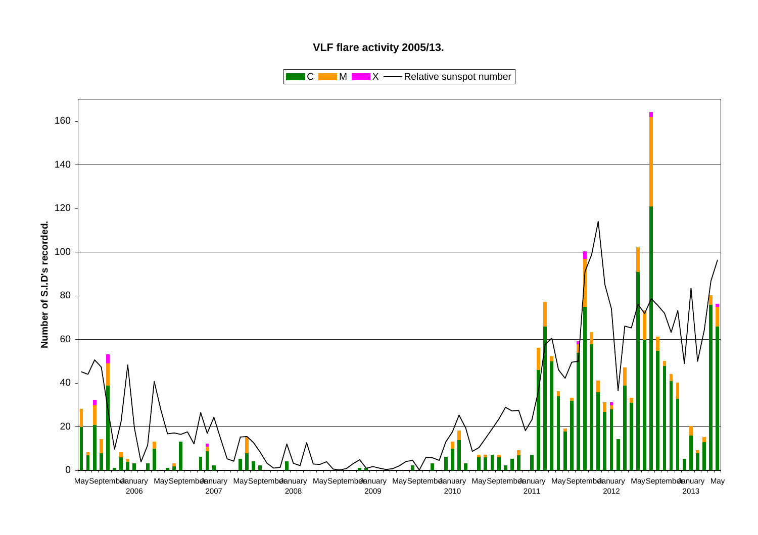**VLF flare activity 2005/13.**

C M X —— Relative sunspot number

Number of S.I.D's recorded.

0, 20, 40, 60, 80, 100, 120, 140, 160

May September January 2006 May September January 2007 May September January 2008 May September January 2009 May September January 2010 May September January 2011 May September January 2012 May September January 2013 May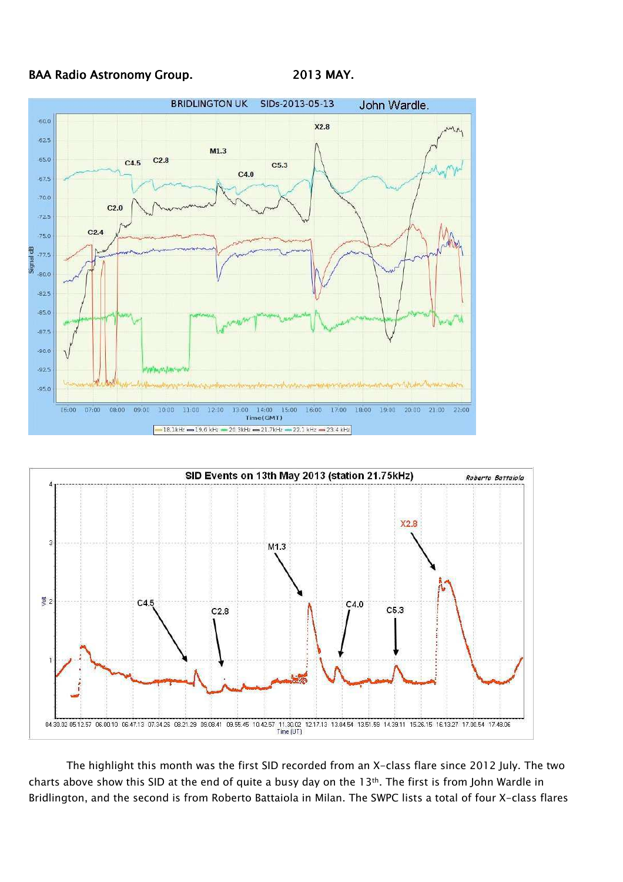BAA Radio Astronomy Group. 2013 MAY.

The highlight this month was the first SID recorded from an X-class flare since 2012 July. The two charts above show this SID at the end of quite a busy day on the 13th. The first is from John Wardle in Bridlington, and the second is from Roberto Battaiola in Milan. The SWPC lists a total of four X-class flares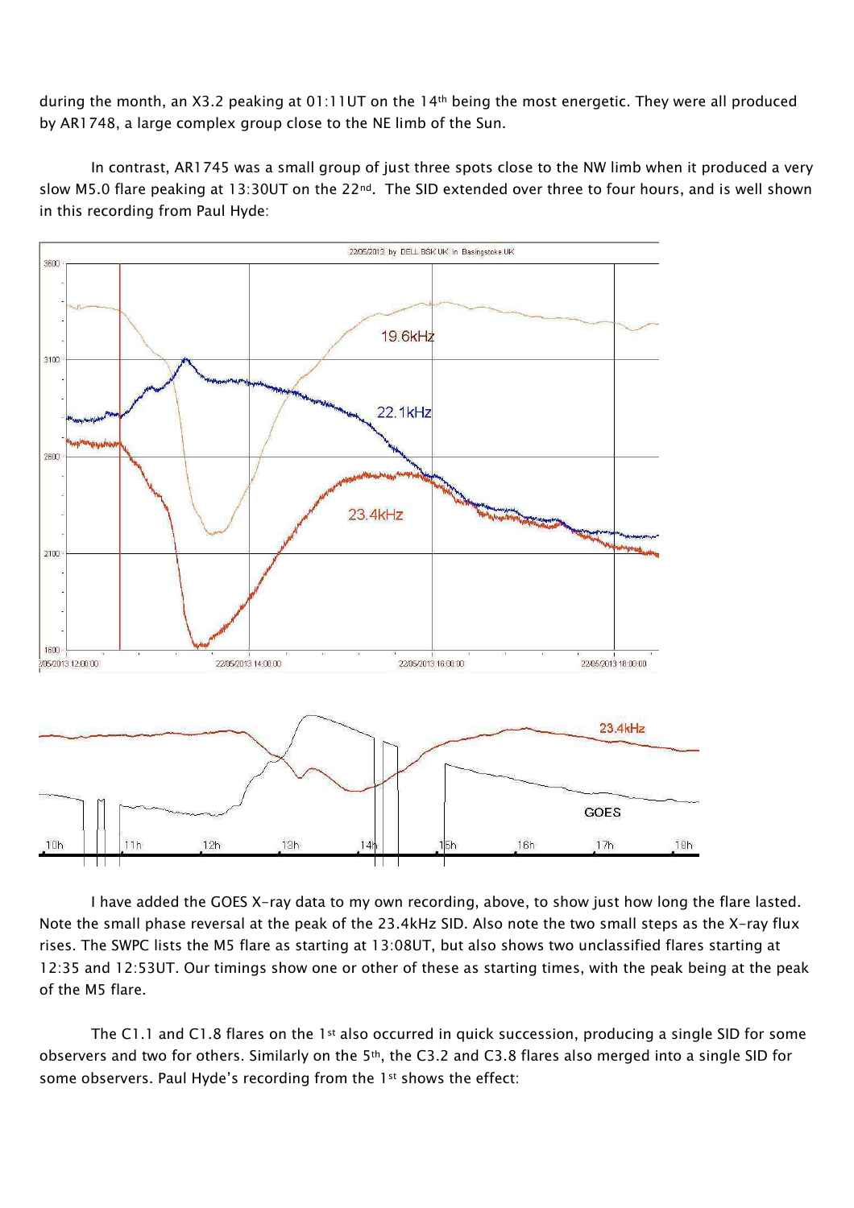during the month, an X3.2 peaking at 01:11UT on the 14th being the most energetic. They were all produced by AR1748, a large complex group close to the NE limb of the Sun.

In contrast, AR1745 was a small group of just three spots close to the NW limb when it produced a very slow M5.0 flare peaking at 13:30UT on the 22nd. The SID extended over three to four hours, and is well shown in this recording from Paul Hyde:

I have added the GOES X-ray data to my own recording, above, to show just how long the flare lasted. Note the small phase reversal at the peak of the 23.4kHz SID. Also note the two small steps as the X-ray flux rises. The SWPC lists the M5 flare as starting at 13:08UT, but also shows two unclassified flares starting at 12:35 and 12:53UT. Our timings show one or other of these as starting times, with the peak being at the peak of the M5 flare.

The C1.1 and C1.8 flares on the 1st also occurred in quick succession, producing a single SID for some observers and two for others. Similarly on the 5th, the C3.2 and C3.8 flares also merged into a single SID for some observers. Paul Hyde's recording from the 1st shows the effect: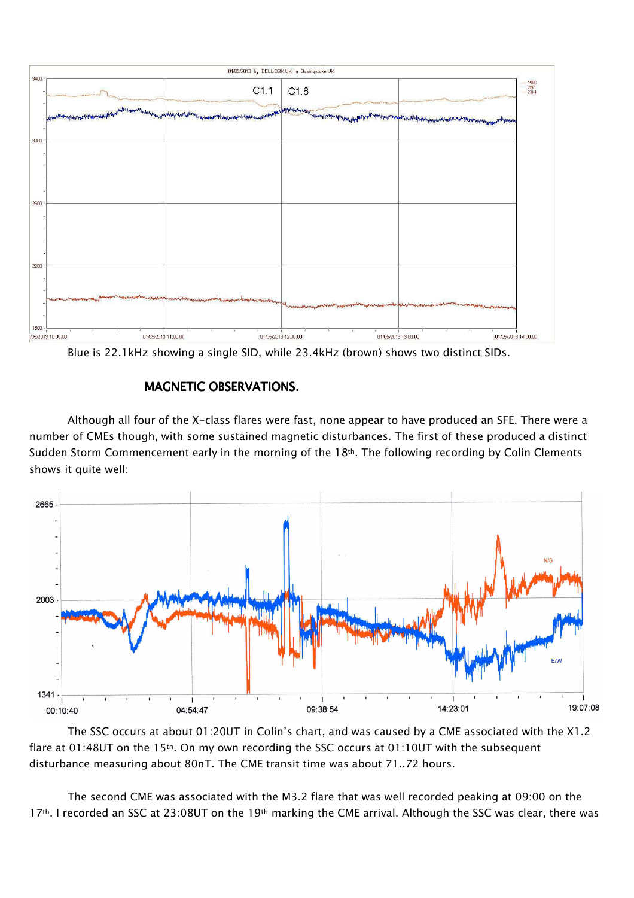Blue is 22.1kHz showing a single SID, while 23.4kHz (brown) shows two distinct SIDs.

## MAGNETIC OBSERVATIONS.

Although all four of the X-class flares were fast, none appear to have produced an SFE. There were a number of CMEs though, with some sustained magnetic disturbances. The first of these produced a distinct Sudden Storm Commencement early in the morning of the 18th. The following recording by Colin Clements shows it quite well:

The SSC occurs at about 01:20UT in Colin's chart, and was caused by a CME associated with the X1.2 flare at 01:48UT on the 15th. On my own recording the SSC occurs at 01:10UT with the subsequent disturbance measuring about 80nT. The CME transit time was about 71..72 hours.

The second CME was associated with the M3.2 flare that was well recorded peaking at 09:00 on the 17th. I recorded an SSC at 23:08UT on the 19th marking the CME arrival. Although the SSC was clear, there was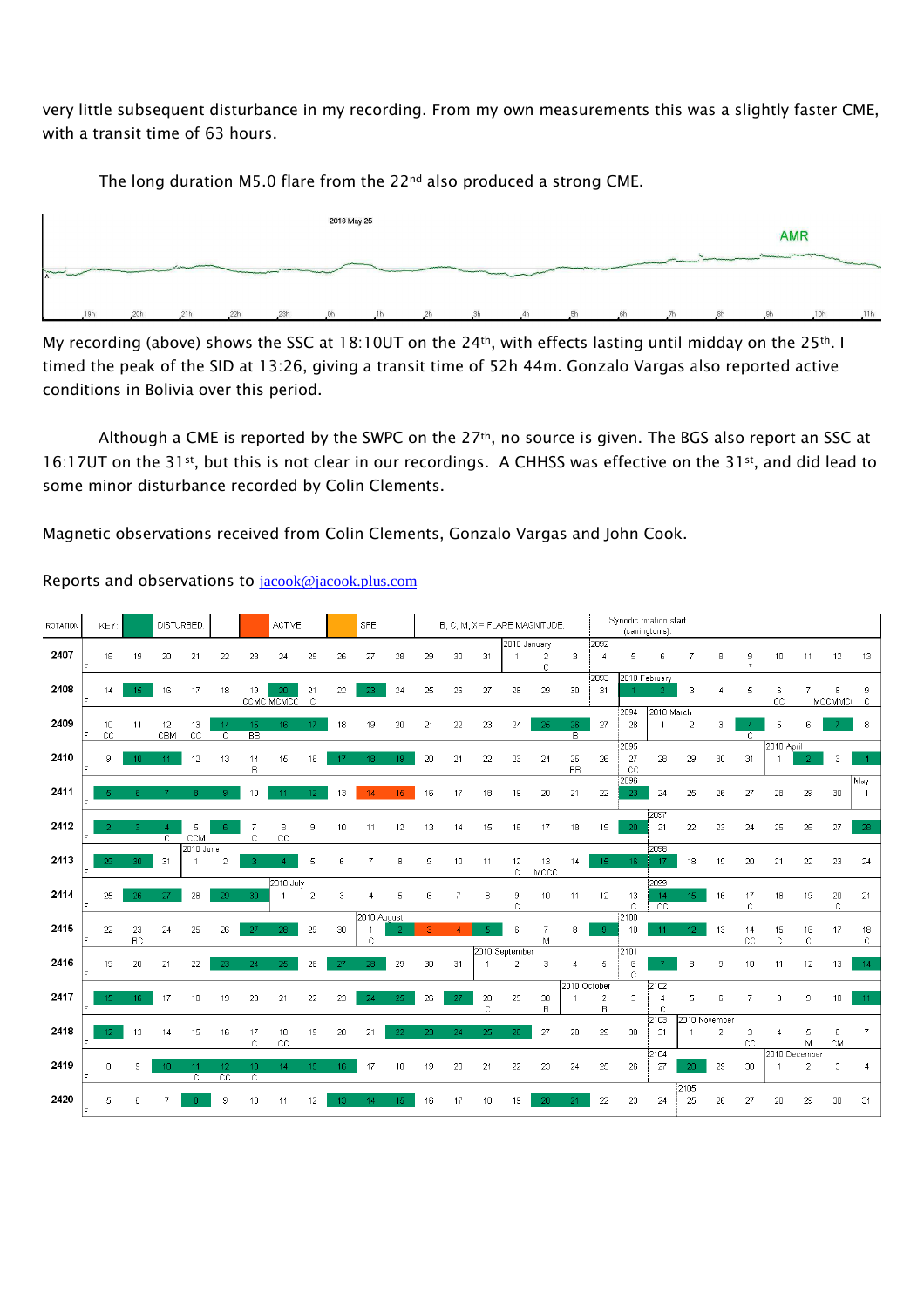very little subsequent disturbance in my recording. From my own measurements this was a slightly faster CME, with a transit time of 63 hours.

The long duration M5.0 flare from the 22nd also produced a strong CME.

My recording (above) shows the SSC at 18:10UT on the 24th, with effects lasting until midday on the 25th. I timed the peak of the SID at 13:26, giving a transit time of 52h 44m. Gonzalo Vargas also reported active conditions in Bolivia over this period.

Although a CME is reported by the SWPC on the 27th, no source is given. The BGS also report an SSC at 16:17UT on the 31st, but this is not clear in our recordings. A CHHSS was effective on the 31st, and did lead to some minor disturbance recorded by Colin Clements.

Magnetic observations received from Colin Clements, Gonzalo Vargas and John Cook.

Reports and observations to jacook@jacook.plus.com

KEY: DISTURBED, ACTIVE, SFE. B, C, M, X = FLARE MAGNITUDE. Synodic rotation start (carrington's)

| ROTATION | | | | | | | | | | | | | | | | | | | | | | | | | | | |
|---|---|---|---|---|---|---|---|---|---|---|---|---|---|---|---|---|---|---|---|---|---|---|---|---|---|---|---|
| 2407 | 18 | 19 | 20 | 21 | 22 | 23 | 24 | 25 | 26 | 27 | 28 | 29 | 30 | 31 | 2010 January 1 | 2 C | 3 | 2092 4 | 5 | 6 | 7 | 8 | 9 | 10 | 11 | 12 | 13 |
| 2408 | 14 | 15 | 16 | 17 | 18 | 19 CCMC | 20 MCMCC | 21 C | 22 | 23 | 24 | 25 | 26 | 27 | 28 | 29 | 30 | 2093 31 | 2010 February 1 | 2 | 3 | 4 | 5 | 6 CC | 7 | 8 MCCMMCI | 9 C |
| 2409 | 10 CC | 11 | 12 CBM | 13 CC | 14 C | 15 BB | 16 | 17 | 18 | 19 | 20 | 21 | 22 | 23 | 24 | 25 | 26 B | 27 | 2094 28 | 2010 March 1 | 2 | 3 | 4 C | 5 | 6 | 7 | 8 |
| 2410 | 9 | 10 | 11 | 12 | 13 | 14 B | 15 | 16 | 17 | 18 | 19 | 20 | 21 | 22 | 23 | 24 | 25 BB | 26 | 2095 27 CC | 28 | 29 | 30 | 31 | 2010 April 1 | 2 | 3 | 4 |
| 2411 | 5 | 6 | 7 | 8 | 9 | 10 | 11 | 12 | 13 | 14 | 15 | 16 | 17 | 18 | 19 | 20 | 21 | 22 | 2096 23 | 24 | 25 | 26 | 27 | 28 | 29 | 30 | May 1 |
| 2412 | 2 | 3 | 4 C | 5 CCM | 6 | 7 C | 8 CC | 9 | 10 | 11 | 12 | 13 | 14 | 15 | 16 | 17 | 18 | 19 | 20 | 2097 21 | 22 | 23 | 24 | 25 | 26 | 27 | 28 |
| 2413 | 29 | 30 | 31 | 2010 June 1 | 2 | 3 | 4 | 5 | 6 | 7 | 8 | 9 | 10 | 11 | 12 C | 13 MCCC | 14 | 15 | 16 | 2098 17 | 18 | 19 | 20 | 21 | 22 | 23 | 24 |
| 2414 | 25 | 26 | 27 | 28 | 29 | 30 | 2010 July 1 | 2 | 3 | 4 | 5 | 6 | 7 | 8 | 9 C | 10 | 11 | 12 | 13 C | 2099 14 CC | 15 | 16 | 17 C | 18 | 19 | 20 C | 21 |
| 2415 | 22 | 23 BC | 24 | 25 | 26 | 27 | 28 | 29 | 30 | 2010 August 1 C | 2 | 3 | 4 | 5 | 6 | 7 M | 8 | 9 | 2100 10 | 11 | 12 | 13 | 14 CC | 15 C | 16 C | 17 | 18 C |
| 2416 | 19 | 20 | 21 | 22 | 23 | 24 | 25 | 26 | 27 | 28 | 29 | 30 | 31 | 2010 September 1 | 2 | 3 | 4 | 5 | 2101 6 C | 7 | 8 | 9 | 10 | 11 | 12 | 13 | 14 |
| 2417 | 15 | 16 | 17 | 18 | 19 | 20 | 21 | 22 | 23 | 24 | 25 | 26 | 27 | 28 C | 29 | 30 B | 2010 October 1 | 2 B | 3 | 2102 4 C | 5 | 6 | 7 | 8 | 9 | 10 | 11 |
| 2418 | 12 | 13 | 14 | 15 | 16 | 17 C | 18 CC | 19 | 20 | 21 | 22 | 23 | 24 | 25 | 26 | 27 | 28 | 29 | 30 | 2103 31 C | 2010 November 1 | 2 | 3 CC | 4 | 5 M | 6 CM | 7 |
| 2419 | 8 | 9 | 10 | 11 C | 12 CC | 13 C | 14 | 15 | 16 | 17 | 18 | 19 | 20 | 21 | 22 | 23 | 24 | 25 | 26 | 2104 27 | 28 | 29 | 30 | 2010 December 1 | 2 | 3 | 4 |
| 2420 | 5 | 6 | 7 | 8 | 9 | 10 | 11 | 12 | 13 | 14 | 15 | 16 | 17 | 18 | 19 | 20 | 21 | 22 | 23 | 24 | 2105 25 | 26 | 27 | 28 | 29 | 30 | 31 |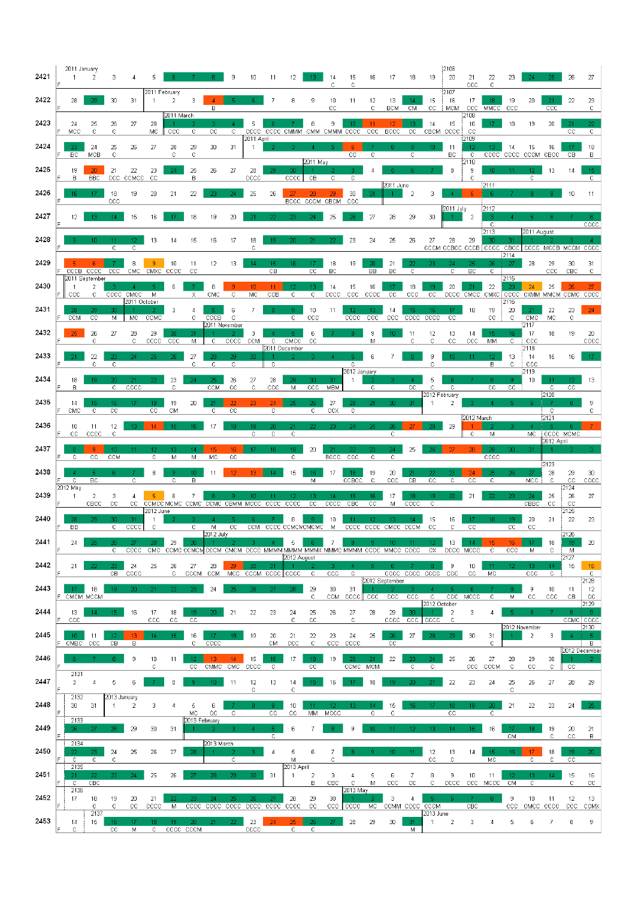2421
2011 January 1 2 3 4 5 6 7 8 9 10 11 12 13 14 15 16 17 18 19 | 2106 20 21 22 23 24 25 26 27
F C C CCC C

2422
28 29 30 31 | 2011 February 1 2 3 4 5 6 7 8 9 10 11 12 13 14 15 | 2107 16 17 18 19 20 21 22 23
F B CC C BCM CM CC MCM CCC MMCC CCC CCC C

2423
24 25 26 27 28 | 2011 March 1 2 3 4 5 6 7 8 9 10 11 12 13 14 15 | 2108 16 17 18 19 20 21 22
F MCC C C MC CCC C CC C CCCC CCCC CMMM CMM CMMM CCCC CCC BCCC CCC CBCM CCCC CC CC C

2424
23 24 25 26 27 28 29 30 31 | 2011 April 1 2 3 4 5 6 7 8 9 10 11 | 2109 12 13 14 15 16 17 18
F BC MCB C C C CC C C BC C CCCC CCCC CCCM CBCC CB B

2425
19 20 21 22 23 24 25 26 27 28 29 30 | 2011 May 1 2 3 4 5 6 7 8 | 2110 9 10 11 12 13 14 15
F B BBC CCC CCMCC CC B CCCC CCCC CB C C C C

2426
16 17 18 19 20 21 22 23 24 25 26 27 28 29 30 31 | 2011 June 1 2 3 4 5 | 2111 6 7 8 9 10 11
F CCC BCCC CCCM CBCM CCC

2427
12 13 14 15 16 17 18 19 20 21 22 23 24 25 26 27 28 29 30 | 2011 July 1 2 | 2112 3 4 5 6 7 8
F C CCCC

2428
9 10 11 12 13 14 15 16 17 18 19 20 21 22 23 24 25 26 27 28 29 | 2113 30 31 | 2011 August 1 2 3 4
F C C C CCCM CCBCC CCCB CCCC CBCC CCCC MCCB MCCM CCCC

2429
5 6 7 8 9 10 11 12 13 14 15 16 17 18 19 20 21 22 23 24 25 26 | 2114 27 28 29 30 31
F CCCB CCCC CCC CMC CMXC CCCC CC CB CC BC BB BC C BC C CCC CBC C

2430
2011 September 1 2 3 4 5 6 7 8 9 10 11 12 13 14 15 16 17 18 19 20 21 22 | 2115 23 24 25 26 27
F CCC C CCCC CMCC M X CMC C MC CCB C CCCC CCC CCCC CC CCC CC CCCC CMCC CMXC CCCC CXMM MMCM CCMC CCCC

2431
28 29 30 | 2011 October 1 2 3 4 5 6 7 8 9 10 11 12 13 14 15 16 17 18 19 | 2116 20 21 22 23 24
F CCM CC M MC CCMC C CCCB C C CCC CCCC CCC CCC CCCC CCCC CC CC C CMC MC C

2432
25 26 27 28 29 30 31 | 2011 November 1 2 3 4 5 6 7 8 9 10 11 12 13 14 15 16 | 2117 17 18 19 20
F C C CCCC CCC M C CCCC CCM C CMCC CC M C C CC CCC MM C CCC CCCC

2433
21 22 23 24 25 26 27 28 29 30 | 2011 December 1 2 3 4 5 6 7 8 9 10 11 12 13 | 2118 14 15 16 17
F C C C C C C C B C CCC

2434
18 19 20 21 22 23 24 25 26 27 28 29 30 31 | 2012 January 1 2 3 4 5 6 7 8 9 | 2119 10 11 12 13
F B C CCCC C CCM CC C CCC M CCC MBM C CC C CC CC C CC

2435
14 15 16 17 18 19 20 21 22 23 24 25 26 27 28 29 30 31 | 2012 February 1 2 3 4 5 6 | 2120 7 8 9
F CMC C CC CC CM C CC C C CCX C C C

2436
10 11 12 13 14 15 16 17 18 19 20 21 22 23 24 25 26 27 28 29 | 2012 March 1 2 3 4 | 2121 5 6 7
F CC CCCC C C C C C M MC CCCC MCMC

2437
8 9 10 11 12 13 14 15 16 17 18 19 20 21 22 23 24 25 26 27 28 29 30 31 | 2012 April 1 2 3
F C CC CCM C M M MC CC C BCCC CCC C CCCC

2438
4 5 6 7 8 9 10 11 12 13 14 15 16 17 18 19 20 21 22 23 24 25 26 27 | 2123 28 29 30
F C BC C C B M CCBCC C CCC CB CC C CC C CC MCC C CC CCCC

2439
2012 May 1 2 3 4 5 6 7 8 9 10 11 12 13 14 15 16 17 18 19 20 21 22 23 24 25 | 2124 26 27
CBCC CC CC CCMCC MCMC CMCC CCMC CBMM MCCC CCCC CCC CC CCC CBC CC M CCCC C CBBC CC C

2440
28 29 30 31 | 2012 June 1 2 3 4 5 6 7 8 9 10 11 12 13 14 15 16 17 18 19 20 21 | 2125 22 23
BB C CCCC C C M CC CCM CCCC CCMCMCMCMC M CCCC CCCC CMCC CCCM CC C C CC CC

2441
24 25 26 27 28 29 30 | 2012 July 1 2 3 4 5 6 7 8 9 10 11 12 13 14 15 16 17 18 | 2126 19 20
F C CCCC CMC CCMC CCMCM CCCM CMCM CCCC MMMM MMMM MMMX CMMC MMMM CCCC MMCC CCCC CX CCCC MCCC CCC M C M

2442
21 22 23 24 25 26 27 28 29 30 31 | 2012 August 1 2 3 4 5 6 7 8 9 10 11 12 13 14 | 2127 15 16
F CB CCCC C CCCM CCM MCC CCCM CCCC CCCC C CCC C CCCC CCCC CCCC CCC CC MC CCC C

2443
17 18 19 20 21 22 23 24 25 26 27 28 29 30 31 | 2012 September 1 2 3 4 5 6 7 8 9 10 11 | 2128 12
F CMCM MCCM C CCM CCCC CCC CCC CCC C CCC MCCC C M CC CCC CB CC

2444
13 14 15 16 17 18 19 20 21 22 23 24 25 26 27 28 29 30 | 2012 October 1 2 3 4 5 6 7 8 | 2129 9
F CCC CCC CC C C C C CCCC CCC CCCC C CCMC CCCC

2445
10 11 12 13 14 15 16 17 18 19 20 21 22 23 24 25 26 27 28 29 30 31 | 2012 November 1 2 3 4 | 2130 5
F CMBC CCC CB B C CCCC CM CCC CCC CCCC CC C B

2446
6 7 8 9 10 11 12 13 14 15 16 17 18 19 20 21 22 23 24 25 26 27 28 29 30 | 2012 December 1 2
F C CC CMMC CMC CCCC C CC CCMC MCM C C CCC CCCM C CC C CC

2447
2131 3 4 5 6 7 8 9 10 11 12 13 14 15 16 17 18 19 20 21 22 23 24 25 26 27 28 29
F C CC C C C

2448
2132 30 31 | 2013 January 1 2 3 4 5 6 7 8 9 10 11 12 13 14 15 16 17 18 19 20 21 22 23 24 25
F MC CC C CC CC MM MCCC C C CC C

2449
2133 26 27 28 29 30 31 | 2013 February 1 2 3 4 5 6 7 8 9 10 11 12 13 14 15 16 17 18 19 20 21
F C CC CM C CC B

2450
2134 22 23 24 25 26 27 28 | 2013 March 1 2 3 4 5 6 7 8 9 10 11 12 13 14 15 16 17 18 19 20
F C C C C C M C CC MC C C CC

2451
2135 21 22 23 24 25 26 27 28 29 30 31 | 2013 April 1 2 3 4 5 6 7 8 9 10 11 12 13 14 15 16
F C CBC B CBC C M CCC CC C CCCC CCC MCCC CM C C CC

2452
2136 17 18 19 20 21 22 23 24 25 26 27 28 29 30 | 2013 May 1 2 3 4 5 6 7 8 9 10 11 12 13
F C C CC CCCC M CCCC CCCC CCCC CCCC CCCC CC CCC CCCC MC CCMM CCCC CCCM CBC CCC CMCC CCCC CCC CCMX

2453
2137 14 15 16 17 18 19 20 21 22 23 24 25 26 27 28 29 30 31 | 2013 June 1 2 3 4 5 6 7 8 9
F C C M C CCCC CCCM CCCC C C M